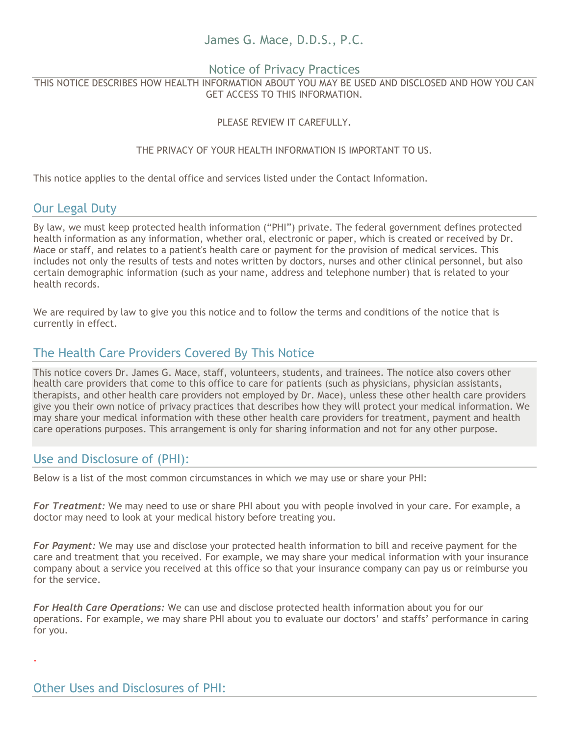# James G. Mace, D.D.S., P.C.

## Notice of Privacy Practices

THIS NOTICE DESCRIBES HOW HEALTH INFORMATION ABOUT YOU MAY BE USED AND DISCLOSED AND HOW YOU CAN GET ACCESS TO THIS INFORMATION.

PLEASE REVIEW IT CAREFULLY.

THE PRIVACY OF YOUR HEALTH INFORMATION IS IMPORTANT TO US.

This notice applies to the dental office and services listed under the Contact Information.

## Our Legal Duty

By law, we must keep protected health information ("PHI") private. The federal government defines protected health information as any information, whether oral, electronic or paper, which is created or received by Dr. Mace or staff, and relates to a patient's health care or payment for the provision of medical services. This includes not only the results of tests and notes written by doctors, nurses and other clinical personnel, but also certain demographic information (such as your name, address and telephone number) that is related to your health records.

We are required by law to give you this notice and to follow the terms and conditions of the notice that is currently in effect.

## The Health Care Providers Covered By This Notice

This notice covers Dr. James G. Mace, staff, volunteers, students, and trainees. The notice also covers other health care providers that come to this office to care for patients (such as physicians, physician assistants, therapists, and other health care providers not employed by Dr. Mace), unless these other health care providers give you their own notice of privacy practices that describes how they will protect your medical information. We may share your medical information with these other health care providers for treatment, payment and health care operations purposes. This arrangement is only for sharing information and not for any other purpose.

## Use and Disclosure of (PHI):

Below is a list of the most common circumstances in which we may use or share your PHI:

***For Treatment:*** We may need to use or share PHI about you with people involved in your care. For example, a doctor may need to look at your medical history before treating you.

***For Payment:*** We may use and disclose your protected health information to bill and receive payment for the care and treatment that you received. For example, we may share your medical information with your insurance company about a service you received at this office so that your insurance company can pay us or reimburse you for the service.

***For Health Care Operations:*** We can use and disclose protected health information about you for our operations. For example, we may share PHI about you to evaluate our doctors' and staffs' performance in caring for you.

.

## Other Uses and Disclosures of PHI: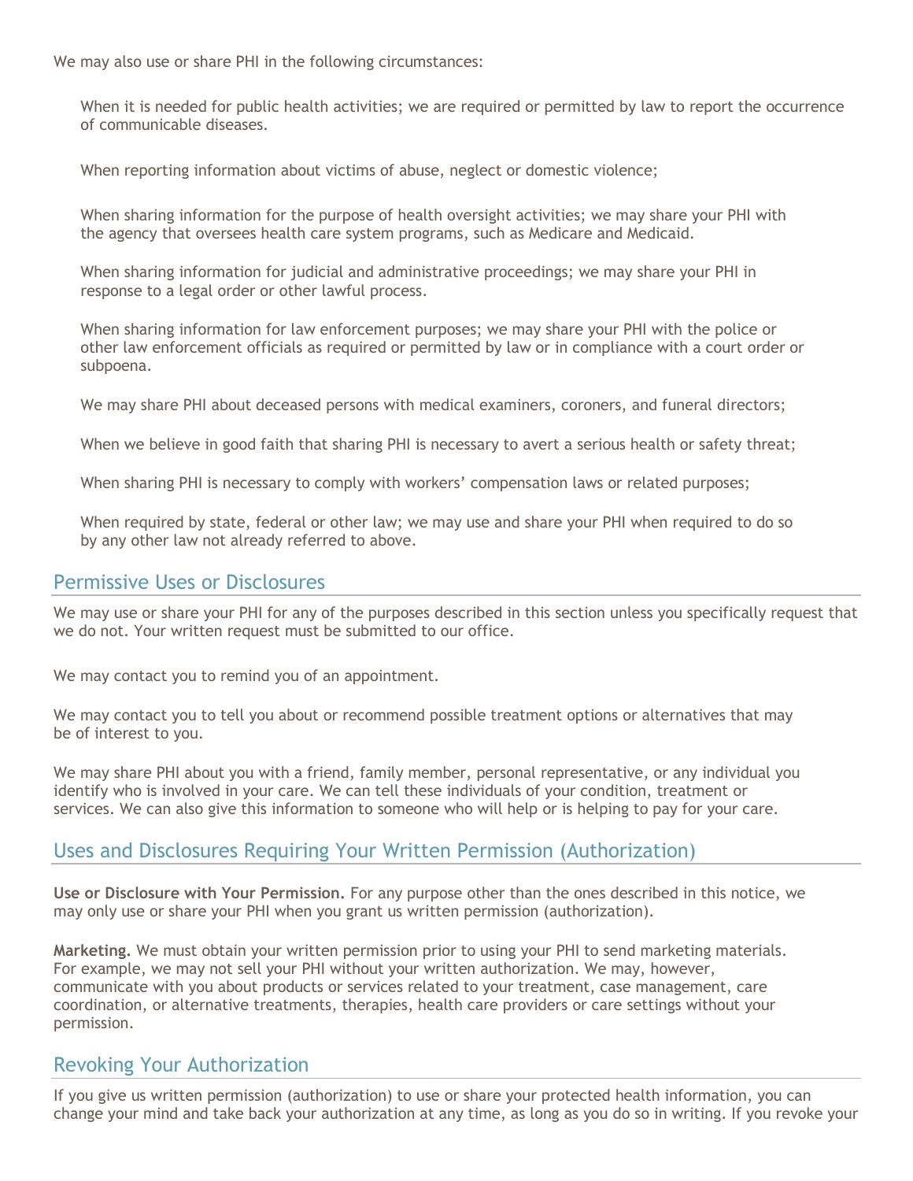We may also use or share PHI in the following circumstances:

When it is needed for public health activities; we are required or permitted by law to report the occurrence of communicable diseases.

When reporting information about victims of abuse, neglect or domestic violence;

When sharing information for the purpose of health oversight activities; we may share your PHI with the agency that oversees health care system programs, such as Medicare and Medicaid.

When sharing information for judicial and administrative proceedings; we may share your PHI in response to a legal order or other lawful process.

When sharing information for law enforcement purposes; we may share your PHI with the police or other law enforcement officials as required or permitted by law or in compliance with a court order or subpoena.

We may share PHI about deceased persons with medical examiners, coroners, and funeral directors;

When we believe in good faith that sharing PHI is necessary to avert a serious health or safety threat;

When sharing PHI is necessary to comply with workers' compensation laws or related purposes;

When required by state, federal or other law; we may use and share your PHI when required to do so by any other law not already referred to above.

## Permissive Uses or Disclosures

We may use or share your PHI for any of the purposes described in this section unless you specifically request that we do not. Your written request must be submitted to our office.

We may contact you to remind you of an appointment.

We may contact you to tell you about or recommend possible treatment options or alternatives that may be of interest to you.

We may share PHI about you with a friend, family member, personal representative, or any individual you identify who is involved in your care. We can tell these individuals of your condition, treatment or services. We can also give this information to someone who will help or is helping to pay for your care.

## Uses and Disclosures Requiring Your Written Permission (Authorization)

**Use or Disclosure with Your Permission.** For any purpose other than the ones described in this notice, we may only use or share your PHI when you grant us written permission (authorization).

**Marketing.** We must obtain your written permission prior to using your PHI to send marketing materials. For example, we may not sell your PHI without your written authorization. We may, however, communicate with you about products or services related to your treatment, case management, care coordination, or alternative treatments, therapies, health care providers or care settings without your permission.

## Revoking Your Authorization

If you give us written permission (authorization) to use or share your protected health information, you can change your mind and take back your authorization at any time, as long as you do so in writing. If you revoke your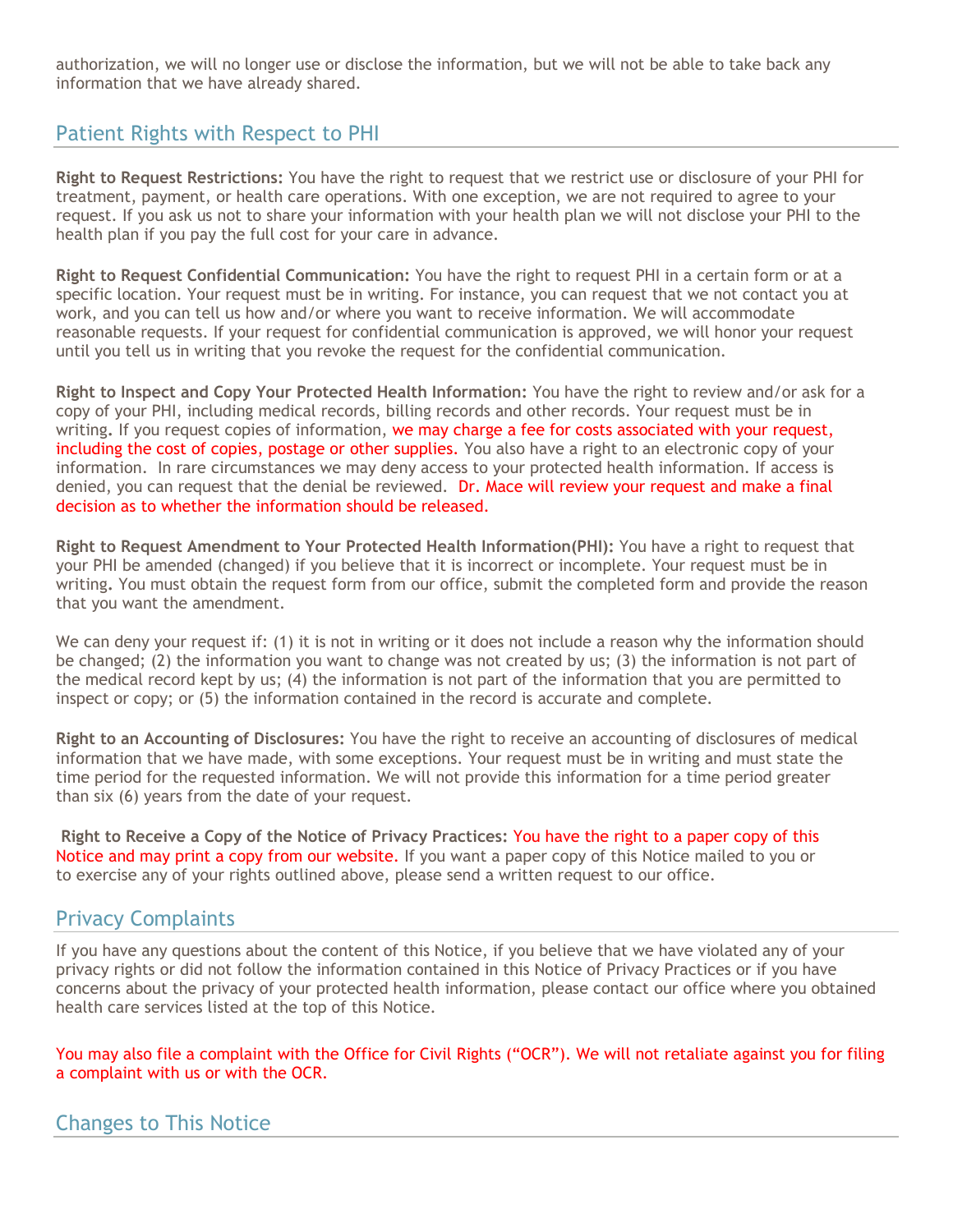authorization, we will no longer use or disclose the information, but we will not be able to take back any information that we have already shared.

## Patient Rights with Respect to PHI

**Right to Request Restrictions:** You have the right to request that we restrict use or disclosure of your PHI for treatment, payment, or health care operations. With one exception, we are not required to agree to your request. If you ask us not to share your information with your health plan we will not disclose your PHI to the health plan if you pay the full cost for your care in advance.

**Right to Request Confidential Communication:** You have the right to request PHI in a certain form or at a specific location. Your request must be in writing. For instance, you can request that we not contact you at work, and you can tell us how and/or where you want to receive information. We will accommodate reasonable requests. If your request for confidential communication is approved, we will honor your request until you tell us in writing that you revoke the request for the confidential communication.

**Right to Inspect and Copy Your Protected Health Information:** You have the right to review and/or ask for a copy of your PHI, including medical records, billing records and other records. Your request must be in writing. If you request copies of information, we may charge a fee for costs associated with your request, including the cost of copies, postage or other supplies. You also have a right to an electronic copy of your information. In rare circumstances we may deny access to your protected health information. If access is denied, you can request that the denial be reviewed. Dr. Mace will review your request and make a final decision as to whether the information should be released.

**Right to Request Amendment to Your Protected Health Information(PHI):** You have a right to request that your PHI be amended (changed) if you believe that it is incorrect or incomplete. Your request must be in writing. You must obtain the request form from our office, submit the completed form and provide the reason that you want the amendment.

We can deny your request if: (1) it is not in writing or it does not include a reason why the information should be changed; (2) the information you want to change was not created by us; (3) the information is not part of the medical record kept by us; (4) the information is not part of the information that you are permitted to inspect or copy; or (5) the information contained in the record is accurate and complete.

**Right to an Accounting of Disclosures:** You have the right to receive an accounting of disclosures of medical information that we have made, with some exceptions. Your request must be in writing and must state the time period for the requested information. We will not provide this information for a time period greater than six (6) years from the date of your request.

**Right to Receive a Copy of the Notice of Privacy Practices:** You have the right to a paper copy of this Notice and may print a copy from our website. If you want a paper copy of this Notice mailed to you or to exercise any of your rights outlined above, please send a written request to our office.

## Privacy Complaints

If you have any questions about the content of this Notice, if you believe that we have violated any of your privacy rights or did not follow the information contained in this Notice of Privacy Practices or if you have concerns about the privacy of your protected health information, please contact our office where you obtained health care services listed at the top of this Notice.

You may also file a complaint with the Office for Civil Rights ("OCR"). We will not retaliate against you for filing a complaint with us or with the OCR.

## Changes to This Notice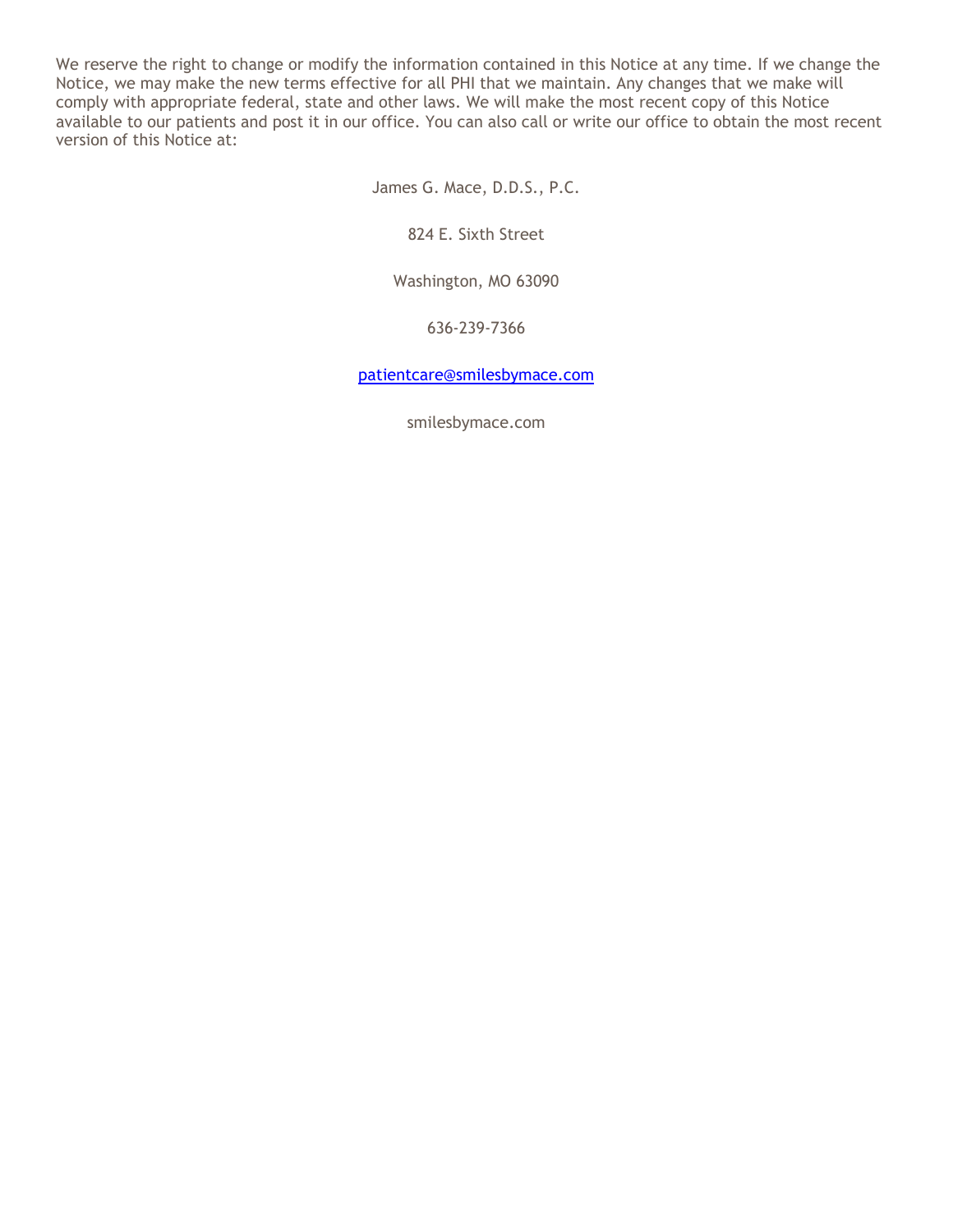We reserve the right to change or modify the information contained in this Notice at any time. If we change the Notice, we may make the new terms effective for all PHI that we maintain. Any changes that we make will comply with appropriate federal, state and other laws. We will make the most recent copy of this Notice available to our patients and post it in our office. You can also call or write our office to obtain the most recent version of this Notice at:

James G. Mace, D.D.S., P.C.

824 E. Sixth Street

Washington, MO 63090

636-239-7366

patientcare@smilesbymace.com

smilesbymace.com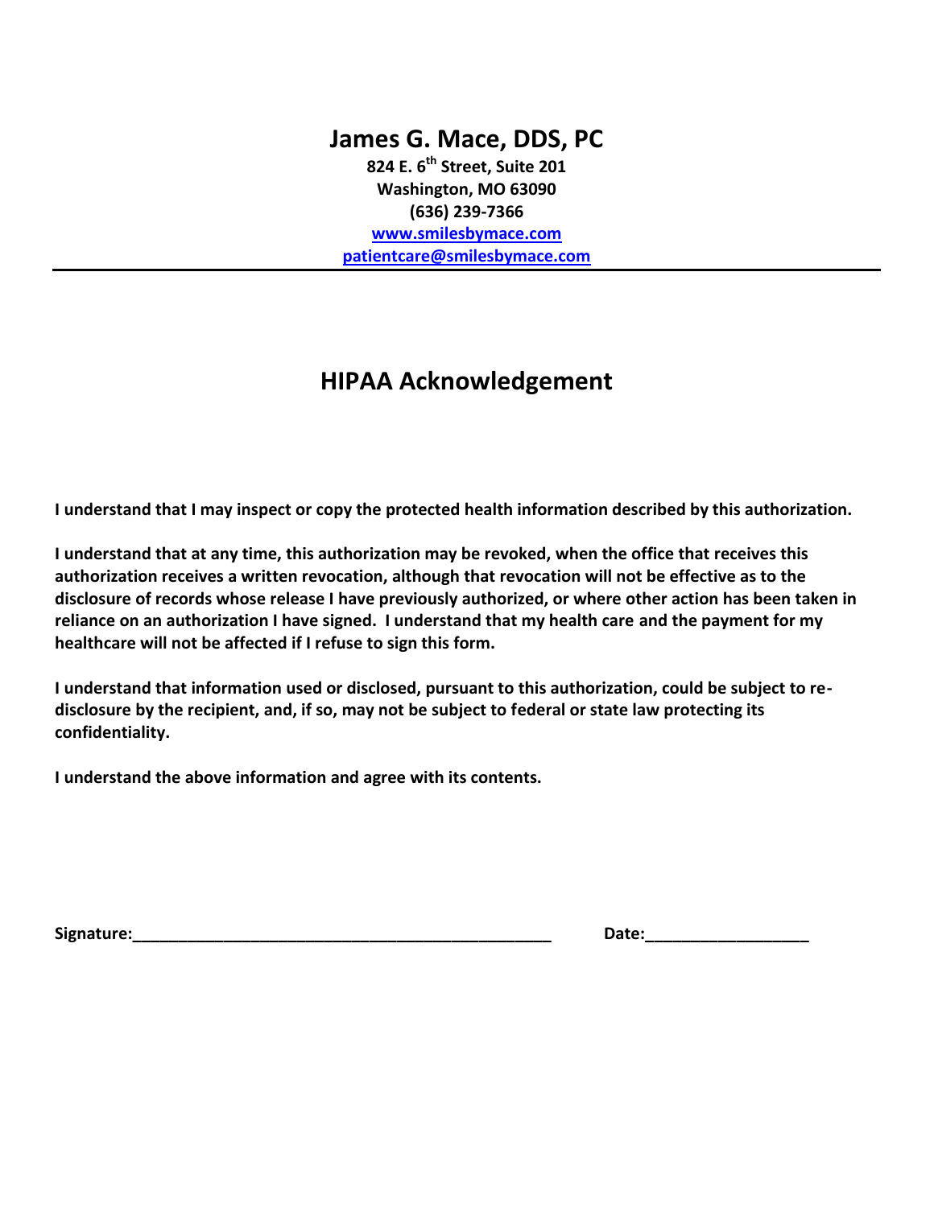# James G. Mace, DDS, PC

**824 E. 6th Street, Suite 201**
**Washington, MO 63090**
**(636) 239-7366**
**www.smilesbymace.com**
**patientcare@smilesbymace.com**

---

## HIPAA Acknowledgement

**I understand that I may inspect or copy the protected health information described by this authorization.**

**I understand that at any time, this authorization may be revoked, when the office that receives this authorization receives a written revocation, although that revocation will not be effective as to the disclosure of records whose release I have previously authorized, or where other action has been taken in reliance on an authorization I have signed. I understand that my health care and the payment for my healthcare will not be affected if I refuse to sign this form.**

**I understand that information used or disclosed, pursuant to this authorization, could be subject to re-disclosure by the recipient, and, if so, may not be subject to federal or state law protecting its confidentiality.**

**I understand the above information and agree with its contents.**

**Signature:**_______________________________________________ **Date:**__________________